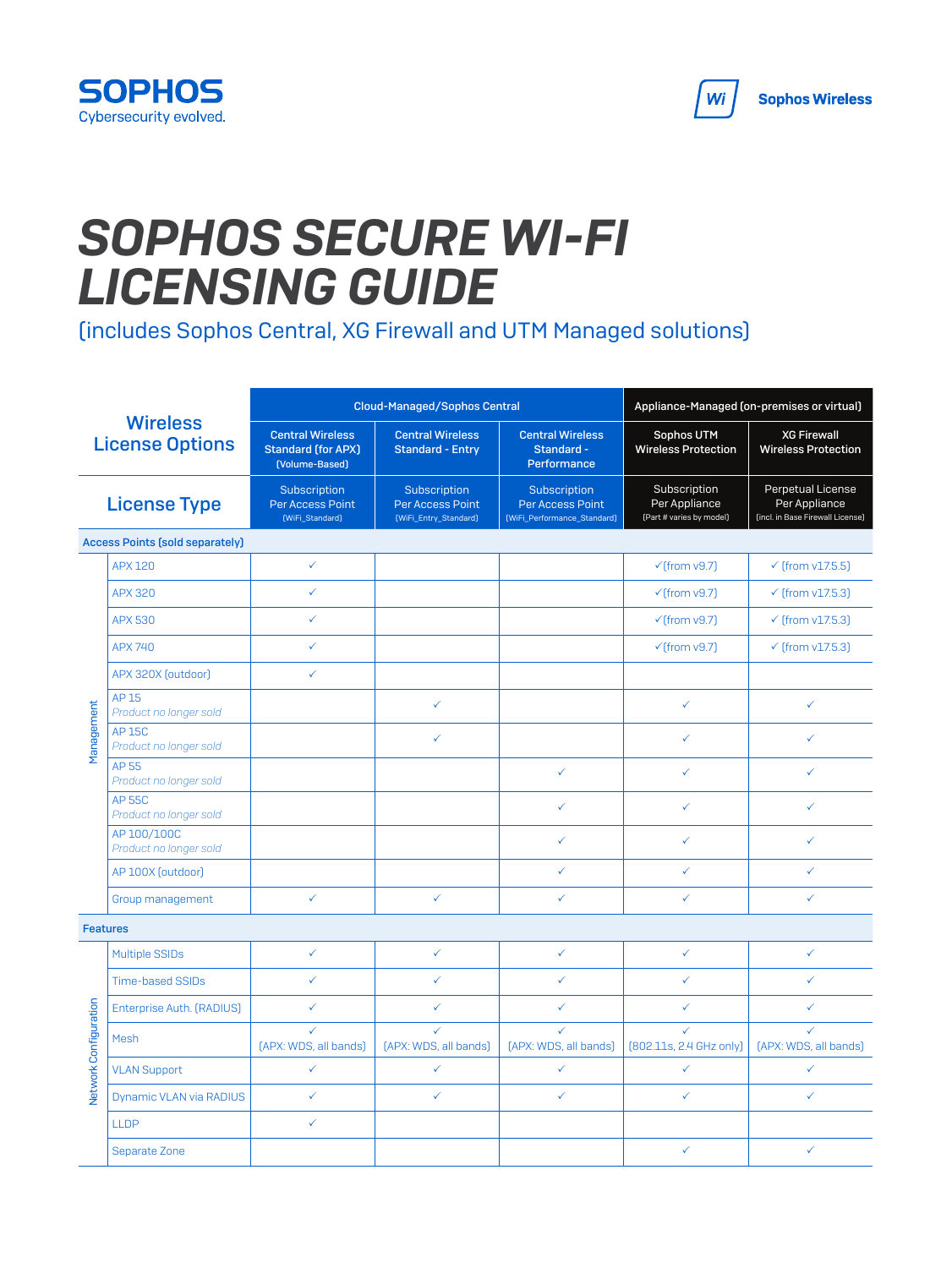# SOPHOS SECURE WI-FI LICENSING GUIDE

(includes Sophos Central, XG Firewall and UTM Managed solutions)

| Wireless License Options | | Cloud-Managed/Sophos Central | | | Appliance-Managed (on-premises or virtual) | |
|---|---|---|---|---|---|---|
| | | Central Wireless Standard (for APX) (Volume-Based) | Central Wireless Standard - Entry | Central Wireless Standard - Performance | Sophos UTM Wireless Protection | XG Firewall Wireless Protection |
| **License Type** | | Subscription Per Access Point (WiFi_Standard) | Subscription Per Access Point (WiFi_Entry_Standard) | Subscription Per Access Point (WiFi_Performance_Standard) | Subscription Per Appliance (Part # varies by model) | Perpetual License Per Appliance (incl. in Base Firewall License) |
| **Access Points (sold separately)** | | | | | | |
| Management | APX 120 | ✓ | | | ✓(from v9.7) | ✓ (from v17.5.5) |
| | APX 320 | ✓ | | | ✓(from v9.7) | ✓ (from v17.5.3) |
| | APX 530 | ✓ | | | ✓(from v9.7) | ✓ (from v17.5.3) |
| | APX 740 | ✓ | | | ✓(from v9.7) | ✓ (from v17.5.3) |
| | APX 320X (outdoor) | ✓ | | | | |
| | AP 15 *Product no longer sold* | | ✓ | | ✓ | ✓ |
| | AP 15C *Product no longer sold* | | ✓ | | ✓ | ✓ |
| | AP 55 *Product no longer sold* | | | ✓ | ✓ | ✓ |
| | AP 55C *Product no longer sold* | | | ✓ | ✓ | ✓ |
| | AP 100/100C *Product no longer sold* | | | ✓ | ✓ | ✓ |
| | AP 100X (outdoor) | | | ✓ | ✓ | ✓ |
| | Group management | ✓ | ✓ | ✓ | ✓ | ✓ |
| **Features** | | | | | | |
| Network Configuration | Multiple SSIDs | ✓ | ✓ | ✓ | ✓ | ✓ |
| | Time-based SSIDs | ✓ | ✓ | ✓ | ✓ | ✓ |
| | Enterprise Auth. (RADIUS) | ✓ | ✓ | ✓ | ✓ | ✓ |
| | Mesh | ✓ (APX: WDS, all bands) | ✓ (APX: WDS, all bands) | ✓ (APX: WDS, all bands) | ✓ (802.11s, 2.4 GHz only) | ✓ (APX: WDS, all bands) |
| | VLAN Support | ✓ | ✓ | ✓ | ✓ | ✓ |
| | Dynamic VLAN via RADIUS | ✓ | ✓ | ✓ | ✓ | ✓ |
| | LLDP | ✓ | | | | |
| | Separate Zone | | | | ✓ | ✓ |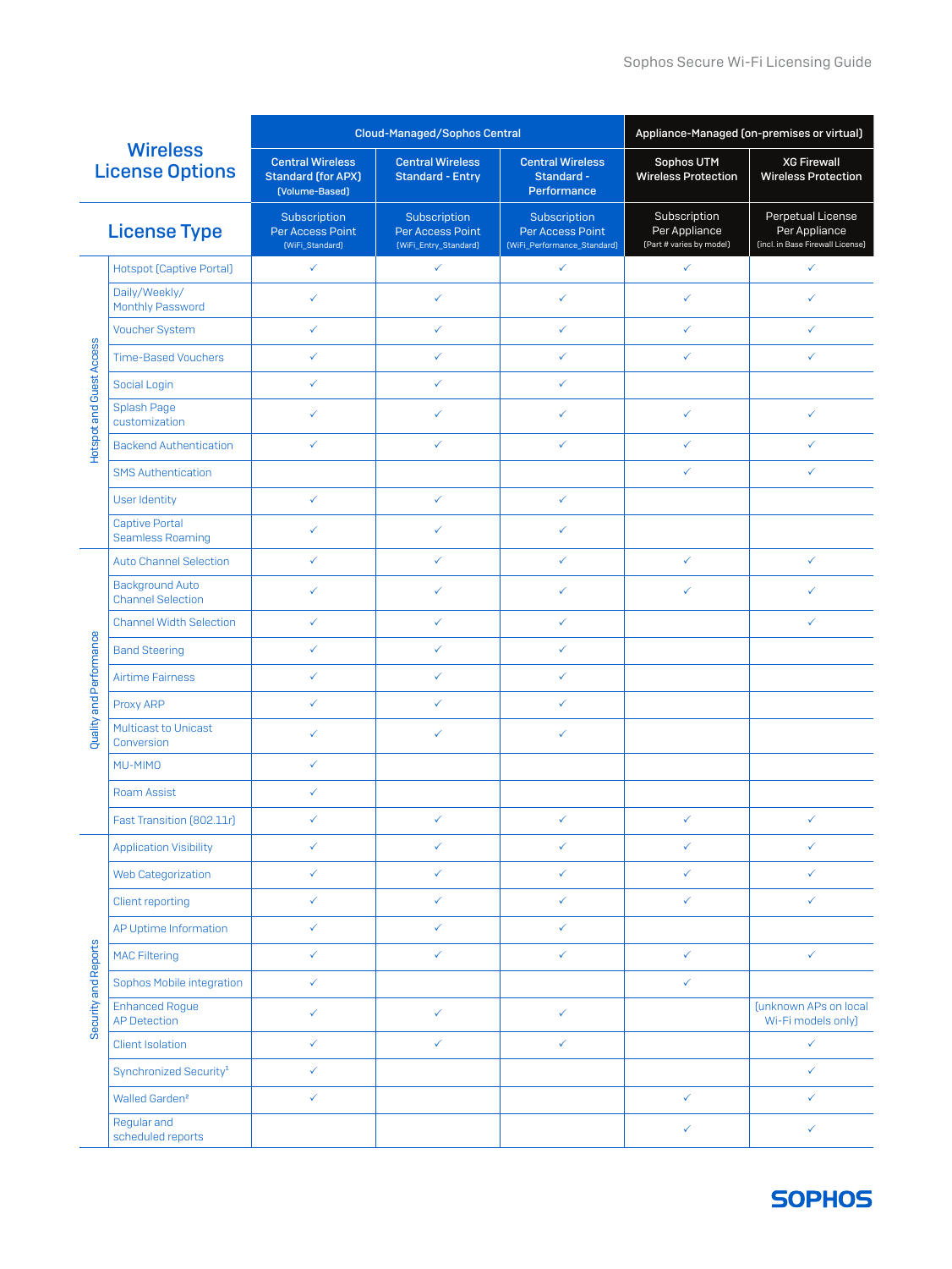| Wireless License Options | | Cloud-Managed/Sophos Central | | | Appliance-Managed (on-premises or virtual) | |
|---|---|---|---|---|---|---|
| | | Central Wireless Standard (for APX) (Volume-Based) | Central Wireless Standard - Entry | Central Wireless Standard - Performance | Sophos UTM Wireless Protection | XG Firewall Wireless Protection |
| License Type | | Subscription Per Access Point (WiFi_Standard) | Subscription Per Access Point (WiFi_Entry_Standard) | Subscription Per Access Point (WiFi_Performance_Standard) | Subscription Per Appliance (Part # varies by model) | Perpetual License Per Appliance (incl. in Base Firewall License) |
| Hotspot and Guest Access | Hotspot (Captive Portal) | ✓ | ✓ | ✓ | ✓ | ✓ |
| | Daily/Weekly/ Monthly Password | ✓ | ✓ | ✓ | ✓ | ✓ |
| | Voucher System | ✓ | ✓ | ✓ | ✓ | ✓ |
| | Time-Based Vouchers | ✓ | ✓ | ✓ | ✓ | ✓ |
| | Social Login | ✓ | ✓ | ✓ | | |
| | Splash Page customization | ✓ | ✓ | ✓ | ✓ | ✓ |
| | Backend Authentication | ✓ | ✓ | ✓ | ✓ | ✓ |
| | SMS Authentication | | | | ✓ | ✓ |
| | User Identity | ✓ | ✓ | ✓ | | |
| | Captive Portal Seamless Roaming | ✓ | ✓ | ✓ | | |
| Quality and Performance | Auto Channel Selection | ✓ | ✓ | ✓ | ✓ | ✓ |
| | Background Auto Channel Selection | ✓ | ✓ | ✓ | ✓ | ✓ |
| | Channel Width Selection | ✓ | ✓ | ✓ | | ✓ |
| | Band Steering | ✓ | ✓ | ✓ | | |
| | Airtime Fairness | ✓ | ✓ | ✓ | | |
| | Proxy ARP | ✓ | ✓ | ✓ | | |
| | Multicast to Unicast Conversion | ✓ | ✓ | ✓ | | |
| | MU-MIMO | ✓ | | | | |
| | Roam Assist | ✓ | | | | |
| | Fast Transition (802.11r) | ✓ | ✓ | ✓ | ✓ | ✓ |
| Security and Reports | Application Visibility | ✓ | ✓ | ✓ | ✓ | ✓ |
| | Web Categorization | ✓ | ✓ | ✓ | ✓ | ✓ |
| | Client reporting | ✓ | ✓ | ✓ | ✓ | ✓ |
| | AP Uptime Information | ✓ | ✓ | ✓ | | |
| | MAC Filtering | ✓ | ✓ | ✓ | ✓ | ✓ |
| | Sophos Mobile integration | ✓ | | | ✓ | |
| | Enhanced Rogue AP Detection | ✓ | ✓ | ✓ | | (unknown APs on local Wi-Fi models only) |
| | Client Isolation | ✓ | ✓ | ✓ | | ✓ |
| | Synchronized Security[1] | ✓ | | | | ✓ |
| | Walled Garden[2] | ✓ | | | ✓ | ✓ |
| | Regular and scheduled reports | | | | ✓ | ✓ |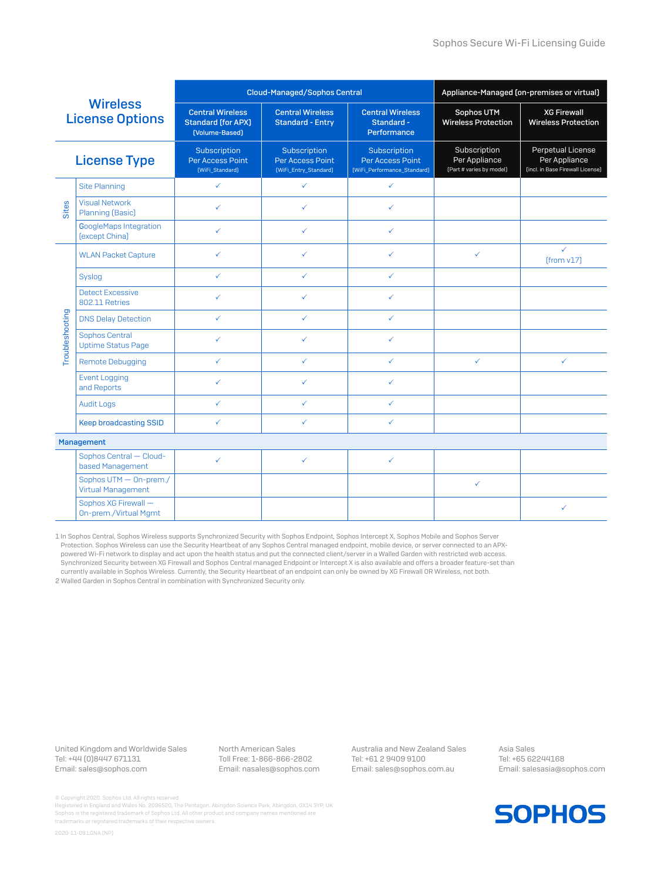| Wireless License Options | | Cloud-Managed/Sophos Central | | | Appliance-Managed (on-premises or virtual) | |
|---|---|---|---|---|---|---|
| | | Central Wireless Standard (for APX) (Volume-Based) | Central Wireless Standard - Entry | Central Wireless Standard - Performance | Sophos UTM Wireless Protection | XG Firewall Wireless Protection |
| License Type | | Subscription Per Access Point (WiFi_Standard) | Subscription Per Access Point (WiFi_Entry_Standard) | Subscription Per Access Point (WiFi_Performance_Standard) | Subscription Per Appliance (Part # varies by model) | Perpetual License Per Appliance (incl. in Base Firewall License) |
| Sites | Site Planning | ✓ | ✓ | ✓ | | |
| | Visual Network Planning (Basic) | ✓ | ✓ | ✓ | | |
| | GoogleMaps Integration (except China) | ✓ | ✓ | ✓ | | |
| Troubleshooting | WLAN Packet Capture | ✓ | ✓ | ✓ | ✓ | ✓ (from v17) |
| | Syslog | ✓ | ✓ | ✓ | | |
| | Detect Excessive 802.11 Retries | ✓ | ✓ | ✓ | | |
| | DNS Delay Detection | ✓ | ✓ | ✓ | | |
| | Sophos Central Uptime Status Page | ✓ | ✓ | ✓ | | |
| | Remote Debugging | ✓ | ✓ | ✓ | ✓ | ✓ |
| | Event Logging and Reports | ✓ | ✓ | ✓ | | |
| | Audit Logs | ✓ | ✓ | ✓ | | |
| | Keep broadcasting SSID | ✓ | ✓ | ✓ | | |
| **Management** | | | | | | |
| | Sophos Central — Cloud-based Management | ✓ | ✓ | ✓ | | |
| | Sophos UTM — On-prem./Virtual Management | | | | ✓ | |
| | Sophos XG Firewall — On-prem./Virtual Mgmt | | | | | ✓ |

1 In Sophos Central, Sophos Wireless supports Synchronized Security with Sophos Endpoint, Sophos Intercept X, Sophos Mobile and Sophos Server Protection. Sophos Wireless can use the Security Heartbeat of any Sophos Central managed endpoint, mobile device, or server connected to an APX-powered Wi-Fi network to display and act upon the health status and put the connected client/server in a Walled Garden with restricted web access. Synchronized Security between XG Firewall and Sophos Central managed Endpoint or Intercept X is also available and offers a broader feature-set than currently available in Sophos Wireless. Currently, the Security Heartbeat of an endpoint can only be owned by XG Firewall OR Wireless, not both.

2 Walled Garden in Sophos Central in combination with Synchronized Security only.

United Kingdom and Worldwide Sales
Tel: +44 (0)8447 671131
Email: sales@sophos.com

North American Sales
Toll Free: 1-866-866-2802
Email: nasales@sophos.com

Australia and New Zealand Sales
Tel: +61 2 9409 9100
Email: sales@sophos.com.au

Asia Sales
Tel: +65 62244168
Email: salesasia@sophos.com

© Copyright 2020. Sophos Ltd. All rights reserved.
Registered in England and Wales No. 2096520, The Pentagon, Abingdon Science Park, Abingdon, OX14 3YP, UK
Sophos is the registered trademark of Sophos Ltd. All other product and company names mentioned are trademarks or registered trademarks of their respective owners.

2020-11-09 LGNA (NP)

SOPHOS